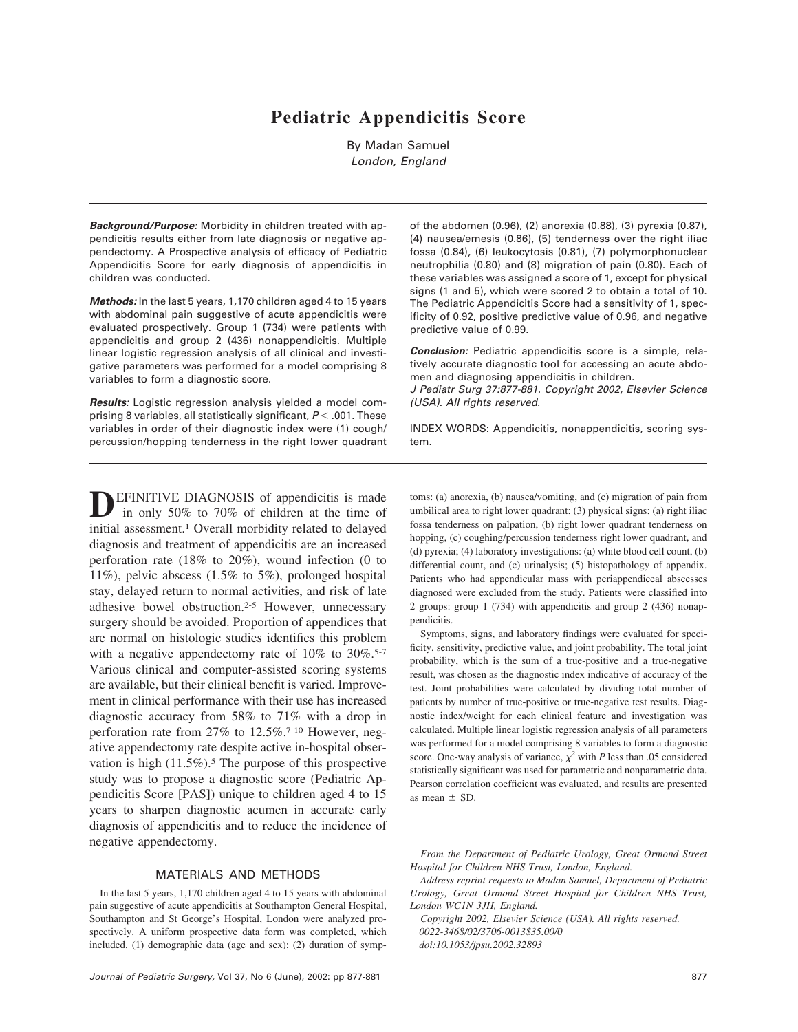# Pediatric Appendicitis Score

By Madan Samuel
*London, England*

***Background/Purpose:*** Morbidity in children treated with appendicitis results either from late diagnosis or negative appendectomy. A Prospective analysis of efficacy of Pediatric Appendicitis Score for early diagnosis of appendicitis in children was conducted.

***Methods:*** In the last 5 years, 1,170 children aged 4 to 15 years with abdominal pain suggestive of acute appendicitis were evaluated prospectively. Group 1 (734) were patients with appendicitis and group 2 (436) nonappendicitis. Multiple linear logistic regression analysis of all clinical and investigative parameters was performed for a model comprising 8 variables to form a diagnostic score.

***Results:*** Logistic regression analysis yielded a model comprising 8 variables, all statistically significant, $P < .001$. These variables in order of their diagnostic index were (1) cough/percussion/hopping tenderness in the right lower quadrant of the abdomen (0.96), (2) anorexia (0.88), (3) pyrexia (0.87), (4) nausea/emesis (0.86), (5) tenderness over the right iliac fossa (0.84), (6) leukocytosis (0.81), (7) polymorphonuclear neutrophilia (0.80) and (8) migration of pain (0.80). Each of these variables was assigned a score of 1, except for physical signs (1 and 5), which were scored 2 to obtain a total of 10. The Pediatric Appendicitis Score had a sensitivity of 1, specificity of 0.92, positive predictive value of 0.96, and negative predictive value of 0.99.

***Conclusion:*** Pediatric appendicitis score is a simple, relatively accurate diagnostic tool for accessing an acute abdomen and diagnosing appendicitis in children.

*J Pediatr Surg 37:877-881. Copyright 2002, Elsevier Science (USA). All rights reserved.*

INDEX WORDS: Appendicitis, nonappendicitis, scoring system.

DEFINITIVE DIAGNOSIS of appendicitis is made in only 50% to 70% of children at the time of initial assessment.[1] Overall morbidity related to delayed diagnosis and treatment of appendicitis are an increased perforation rate (18% to 20%), wound infection (0 to 11%), pelvic abscess (1.5% to 5%), prolonged hospital stay, delayed return to normal activities, and risk of late adhesive bowel obstruction.[2-5] However, unnecessary surgery should be avoided. Proportion of appendices that are normal on histologic studies identifies this problem with a negative appendectomy rate of 10% to 30%.[5-7] Various clinical and computer-assisted scoring systems are available, but their clinical benefit is varied. Improvement in clinical performance with their use has increased diagnostic accuracy from 58% to 71% with a drop in perforation rate from 27% to 12.5%.[7-10] However, negative appendectomy rate despite active in-hospital observation is high (11.5%).[5] The purpose of this prospective study was to propose a diagnostic score (Pediatric Appendicitis Score [PAS]) unique to children aged 4 to 15 years to sharpen diagnostic acumen in accurate early diagnosis of appendicitis and to reduce the incidence of negative appendectomy.

## MATERIALS AND METHODS

In the last 5 years, 1,170 children aged 4 to 15 years with abdominal pain suggestive of acute appendicitis at Southampton General Hospital, Southampton and St George's Hospital, London were analyzed prospectively. A uniform prospective data form was completed, which included. (1) demographic data (age and sex); (2) duration of symptoms: (a) anorexia, (b) nausea/vomiting, and (c) migration of pain from umbilical area to right lower quadrant; (3) physical signs: (a) right iliac fossa tenderness on palpation, (b) right lower quadrant tenderness on hopping, (c) coughing/percussion tenderness right lower quadrant, and (d) pyrexia; (4) laboratory investigations: (a) white blood cell count, (b) differential count, and (c) urinalysis; (5) histopathology of appendix. Patients who had appendicular mass with periappendiceal abscesses diagnosed were excluded from the study. Patients were classified into 2 groups: group 1 (734) with appendicitis and group 2 (436) nonappendicitis.

Symptoms, signs, and laboratory findings were evaluated for specificity, sensitivity, predictive value, and joint probability. The total joint probability, which is the sum of a true-positive and a true-negative result, was chosen as the diagnostic index indicative of accuracy of the test. Joint probabilities were calculated by dividing total number of patients by number of true-positive or true-negative test results. Diagnostic index/weight for each clinical feature and investigation was calculated. Multiple linear logistic regression analysis of all parameters was performed for a model comprising 8 variables to form a diagnostic score. One-way analysis of variance, $\chi^2$ with $P$ less than .05 considered statistically significant was used for parametric and nonparametric data. Pearson correlation coefficient was evaluated, and results are presented as mean ± SD.

*From the Department of Pediatric Urology, Great Ormond Street Hospital for Children NHS Trust, London, England.*

*Address reprint requests to Madan Samuel, Department of Pediatric Urology, Great Ormond Street Hospital for Children NHS Trust, London WC1N 3JH, England.*

*Copyright 2002, Elsevier Science (USA). All rights reserved.*
*0022-3468/02/3706-0013$35.00/0*
*doi:10.1053/jpsu.2002.32893*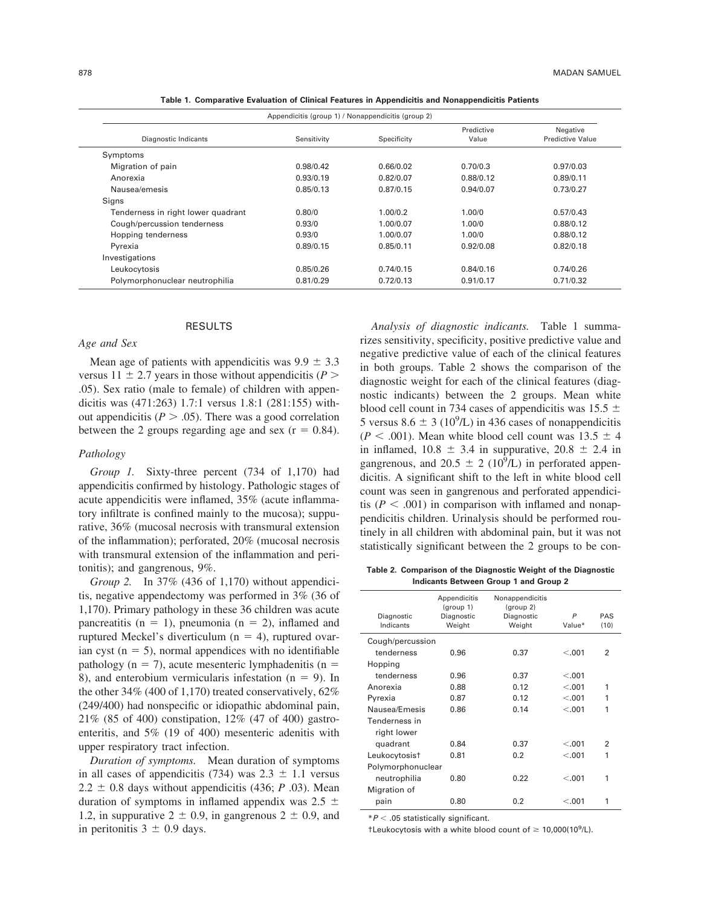**Table 1. Comparative Evaluation of Clinical Features in Appendicitis and Nonappendicitis Patients**

| | Appendicitis (group 1) / Nonappendicitis (group 2) | | | |
|---|---|---|---|---|
| Diagnostic Indicants | Sensitivity | Specificity | Predictive Value | Negative Predictive Value |
| Symptoms | | | | |
| Migration of pain | 0.98/0.42 | 0.66/0.02 | 0.70/0.3 | 0.97/0.03 |
| Anorexia | 0.93/0.19 | 0.82/0.07 | 0.88/0.12 | 0.89/0.11 |
| Nausea/emesis | 0.85/0.13 | 0.87/0.15 | 0.94/0.07 | 0.73/0.27 |
| Signs | | | | |
| Tenderness in right lower quadrant | 0.80/0 | 1.00/0.2 | 1.00/0 | 0.57/0.43 |
| Cough/percussion tenderness | 0.93/0 | 1.00/0.07 | 1.00/0 | 0.88/0.12 |
| Hopping tenderness | 0.93/0 | 1.00/0.07 | 1.00/0 | 0.88/0.12 |
| Pyrexia | 0.89/0.15 | 0.85/0.11 | 0.92/0.08 | 0.82/0.18 |
| Investigations | | | | |
| Leukocytosis | 0.85/0.26 | 0.74/0.15 | 0.84/0.16 | 0.74/0.26 |
| Polymorphonuclear neutrophilia | 0.81/0.29 | 0.72/0.13 | 0.91/0.17 | 0.71/0.32 |

## RESULTS

### Age and Sex

Mean age of patients with appendicitis was $9.9 \pm 3.3$ versus $11 \pm 2.7$ years in those without appendicitis ($P > .05$). Sex ratio (male to female) of children with appendicitis was (471:263) 1.7:1 versus 1.8:1 (281:155) without appendicitis ($P > .05$). There was a good correlation between the 2 groups regarding age and sex ($r = 0.84$).

### Pathology

*Group 1.* Sixty-three percent (734 of 1,170) had appendicitis confirmed by histology. Pathologic stages of acute appendicitis were inflamed, 35% (acute inflammatory infiltrate is confined mainly to the mucosa); suppurative, 36% (mucosal necrosis with transmural extension of the inflammation); perforated, 20% (mucosal necrosis with transmural extension of the inflammation and peritonitis); and gangrenous, 9%.

*Group 2.* In 37% (436 of 1,170) without appendicitis, negative appendectomy was performed in 3% (36 of 1,170). Primary pathology in these 36 children was acute pancreatitis ($n = 1$), pneumonia ($n = 2$), inflamed and ruptured Meckel's diverticulum ($n = 4$), ruptured ovarian cyst ($n = 5$), normal appendices with no identifiable pathology ($n = 7$), acute mesenteric lymphadenitis ($n = 8$), and enterobium vermicularis infestation ($n = 9$). In the other 34% (400 of 1,170) treated conservatively, 62% (249/400) had nonspecific or idiopathic abdominal pain, 21% (85 of 400) constipation, 12% (47 of 400) gastroenteritis, and 5% (19 of 400) mesenteric adenitis with upper respiratory tract infection.

*Duration of symptoms.* Mean duration of symptoms in all cases of appendicitis (734) was $2.3 \pm 1.1$ versus $2.2 \pm 0.8$ days without appendicitis (436; $P$ .03). Mean duration of symptoms in inflamed appendix was $2.5 \pm 1.2$, in suppurative $2 \pm 0.9$, in gangrenous $2 \pm 0.9$, and in peritonitis $3 \pm 0.9$ days.

*Analysis of diagnostic indicants.* Table 1 summarizes sensitivity, specificity, positive predictive value and negative predictive value of each of the clinical features in both groups. Table 2 shows the comparison of the diagnostic weight for each of the clinical features (diagnostic indicants) between the 2 groups. Mean white blood cell count in 734 cases of appendicitis was $15.5 \pm 5$ versus $8.6 \pm 3$ ($10^9$/L) in 436 cases of nonappendicitis ($P < .001$). Mean white blood cell count was $13.5 \pm 4$ in inflamed, $10.8 \pm 3.4$ in suppurative, $20.8 \pm 2.4$ in gangrenous, and $20.5 \pm 2$ ($10^9$/L) in perforated appendicitis. A significant shift to the left in white blood cell count was seen in gangrenous and perforated appendicitis ($P < .001$) in comparison with inflamed and nonappendicitis children. Urinalysis should be performed routinely in all children with abdominal pain, but it was not statistically significant between the 2 groups to be con-

**Table 2. Comparison of the Diagnostic Weight of the Diagnostic Indicants Between Group 1 and Group 2**

| Diagnostic Indicants | Appendicitis (group 1) Diagnostic Weight | Nonappendicitis (group 2) Diagnostic Weight | P Value* | PAS (10) |
|---|---|---|---|---|
| Cough/percussion tenderness | 0.96 | 0.37 | <.001 | 2 |
| Hopping tenderness | 0.96 | 0.37 | <.001 | |
| Anorexia | 0.88 | 0.12 | <.001 | 1 |
| Pyrexia | 0.87 | 0.12 | <.001 | 1 |
| Nausea/Emesis | 0.86 | 0.14 | <.001 | 1 |
| Tenderness in right lower quadrant | 0.84 | 0.37 | <.001 | 2 |
| Leukocytosis† | 0.81 | 0.2 | <.001 | 1 |
| Polymorphonuclear neutrophilia | 0.80 | 0.22 | <.001 | 1 |
| Migration of pain | 0.80 | 0.2 | <.001 | 1 |

*$P < .05$ statistically significant.

†Leukocytosis with a white blood count of $\geq 10{,}000(10^9/L)$.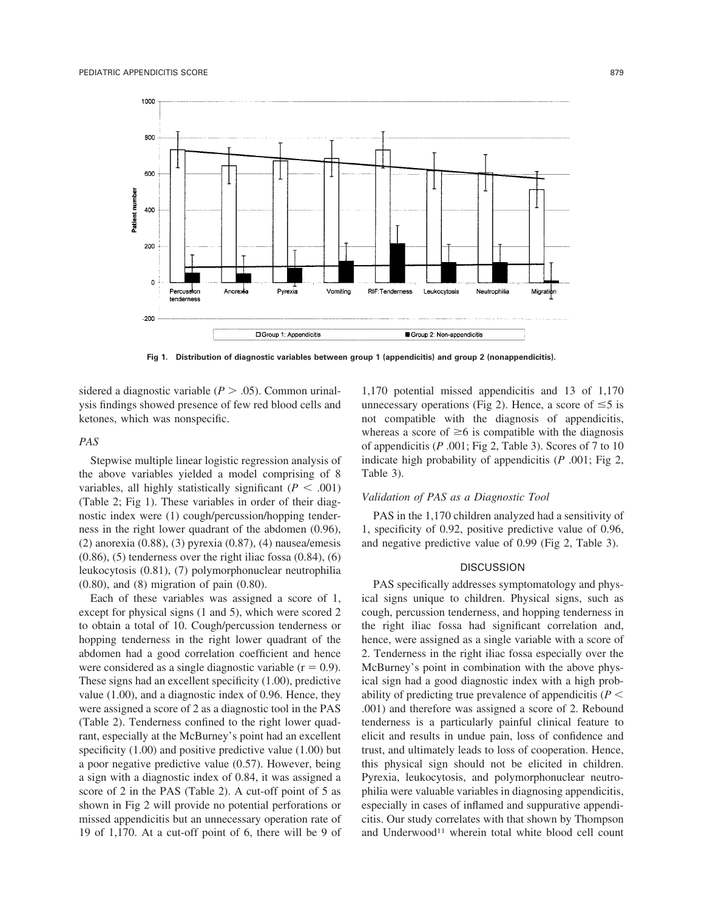Fig 1. Distribution of diagnostic variables between group 1 (appendicitis) and group 2 (nonappendicitis).

sidered a diagnostic variable ($P > .05$). Common urinalysis findings showed presence of few red blood cells and ketones, which was nonspecific.

### *PAS*

Stepwise multiple linear logistic regression analysis of the above variables yielded a model comprising of 8 variables, all highly statistically significant ($P < .001$) (Table 2; Fig 1). These variables in order of their diagnostic index were (1) cough/percussion/hopping tenderness in the right lower quadrant of the abdomen (0.96), (2) anorexia (0.88), (3) pyrexia (0.87), (4) nausea/emesis (0.86), (5) tenderness over the right iliac fossa (0.84), (6) leukocytosis (0.81), (7) polymorphonuclear neutrophilia (0.80), and (8) migration of pain (0.80).

Each of these variables was assigned a score of 1, except for physical signs (1 and 5), which were scored 2 to obtain a total of 10. Cough/percussion tenderness or hopping tenderness in the right lower quadrant of the abdomen had a good correlation coefficient and hence were considered as a single diagnostic variable ($r = 0.9$). These signs had an excellent specificity (1.00), predictive value (1.00), and a diagnostic index of 0.96. Hence, they were assigned a score of 2 as a diagnostic tool in the PAS (Table 2). Tenderness confined to the right lower quadrant, especially at the McBurney's point had an excellent specificity (1.00) and positive predictive value (1.00) but a poor negative predictive value (0.57). However, being a sign with a diagnostic index of 0.84, it was assigned a score of 2 in the PAS (Table 2). A cut-off point of 5 as shown in Fig 2 will provide no potential perforations or missed appendicitis but an unnecessary operation rate of 19 of 1,170. At a cut-off point of 6, there will be 9 of 1,170 potential missed appendicitis and 13 of 1,170 unnecessary operations (Fig 2). Hence, a score of $\leq 5$ is not compatible with the diagnosis of appendicitis, whereas a score of $\geq 6$ is compatible with the diagnosis of appendicitis (*P* .001; Fig 2, Table 3). Scores of 7 to 10 indicate high probability of appendicitis (*P* .001; Fig 2, Table 3).

### *Validation of PAS as a Diagnostic Tool*

PAS in the 1,170 children analyzed had a sensitivity of 1, specificity of 0.92, positive predictive value of 0.96, and negative predictive value of 0.99 (Fig 2, Table 3).

## DISCUSSION

PAS specifically addresses symptomatology and physical signs unique to children. Physical signs, such as cough, percussion tenderness, and hopping tenderness in the right iliac fossa had significant correlation and, hence, were assigned as a single variable with a score of 2. Tenderness in the right iliac fossa especially over the McBurney's point in combination with the above physical sign had a good diagnostic index with a high probability of predicting true prevalence of appendicitis ($P <$ .001) and therefore was assigned a score of 2. Rebound tenderness is a particularly painful clinical feature to elicit and results in undue pain, loss of confidence and trust, and ultimately leads to loss of cooperation. Hence, this physical sign should not be elicited in children. Pyrexia, leukocytosis, and polymorphonuclear neutrophilia were valuable variables in diagnosing appendicitis, especially in cases of inflamed and suppurative appendicitis. Our study correlates with that shown by Thompson and Underwood[11] wherein total white blood cell count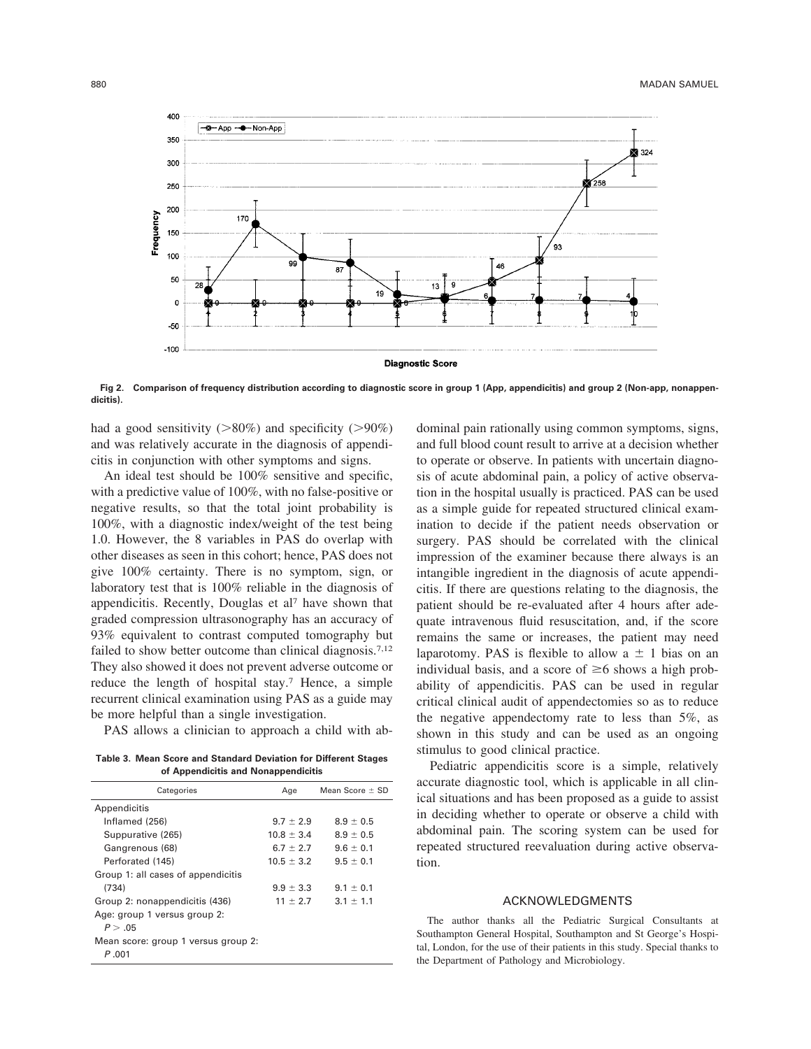Fig 2. Comparison of frequency distribution according to diagnostic score in group 1 (App, appendicitis) and group 2 (Non-app, nonappendicitis).

had a good sensitivity (>80%) and specificity (>90%) and was relatively accurate in the diagnosis of appendicitis in conjunction with other symptoms and signs.

An ideal test should be 100% sensitive and specific, with a predictive value of 100%, with no false-positive or negative results, so that the total joint probability is 100%, with a diagnostic index/weight of the test being 1.0. However, the 8 variables in PAS do overlap with other diseases as seen in this cohort; hence, PAS does not give 100% certainty. There is no symptom, sign, or laboratory test that is 100% reliable in the diagnosis of appendicitis. Recently, Douglas et al[7] have shown that graded compression ultrasonography has an accuracy of 93% equivalent to contrast computed tomography but failed to show better outcome than clinical diagnosis.[7,12] They also showed it does not prevent adverse outcome or reduce the length of hospital stay.[7] Hence, a simple recurrent clinical examination using PAS as a guide may be more helpful than a single investigation.

PAS allows a clinician to approach a child with abdominal pain rationally using common symptoms, signs, and full blood count result to arrive at a decision whether to operate or observe. In patients with uncertain diagnosis of acute abdominal pain, a policy of active observation in the hospital usually is practiced. PAS can be used as a simple guide for repeated structured clinical examination to decide if the patient needs observation or surgery. PAS should be correlated with the clinical impression of the examiner because there always is an intangible ingredient in the diagnosis of acute appendicitis. If there are questions relating to the diagnosis, the patient should be re-evaluated after 4 hours after adequate intravenous fluid resuscitation, and, if the score remains the same or increases, the patient may need laparotomy. PAS is flexible to allow a $\pm$ 1 bias on an individual basis, and a score of $\geq$6 shows a high probability of appendicitis. PAS can be used in regular critical clinical audit of appendectomies so as to reduce the negative appendectomy rate to less than 5%, as shown in this study and can be used as an ongoing stimulus to good clinical practice.

Pediatric appendicitis score is a simple, relatively accurate diagnostic tool, which is applicable in all clinical situations and has been proposed as a guide to assist in deciding whether to operate or observe a child with abdominal pain. The scoring system can be used for repeated structured reevaluation during active observation.

**Table 3. Mean Score and Standard Deviation for Different Stages of Appendicitis and Nonappendicitis**

| Categories | Age | Mean Score $\pm$ SD |
|---|---|---|
| Appendicitis | | |
| Inflamed (256) | 9.7 $\pm$ 2.9 | 8.9 $\pm$ 0.5 |
| Suppurative (265) | 10.8 $\pm$ 3.4 | 8.9 $\pm$ 0.5 |
| Gangrenous (68) | 6.7 $\pm$ 2.7 | 9.6 $\pm$ 0.1 |
| Perforated (145) | 10.5 $\pm$ 3.2 | 9.5 $\pm$ 0.1 |
| Group 1: all cases of appendicitis (734) | 9.9 $\pm$ 3.3 | 9.1 $\pm$ 0.1 |
| Group 2: nonappendicitis (436) | 11 $\pm$ 2.7 | 3.1 $\pm$ 1.1 |
| Age: group 1 versus group 2: $P > .05$ | | |
| Mean score: group 1 versus group 2: $P$ .001 | | |

## ACKNOWLEDGMENTS

The author thanks all the Pediatric Surgical Consultants at Southampton General Hospital, Southampton and St George's Hospital, London, for the use of their patients in this study. Special thanks to the Department of Pathology and Microbiology.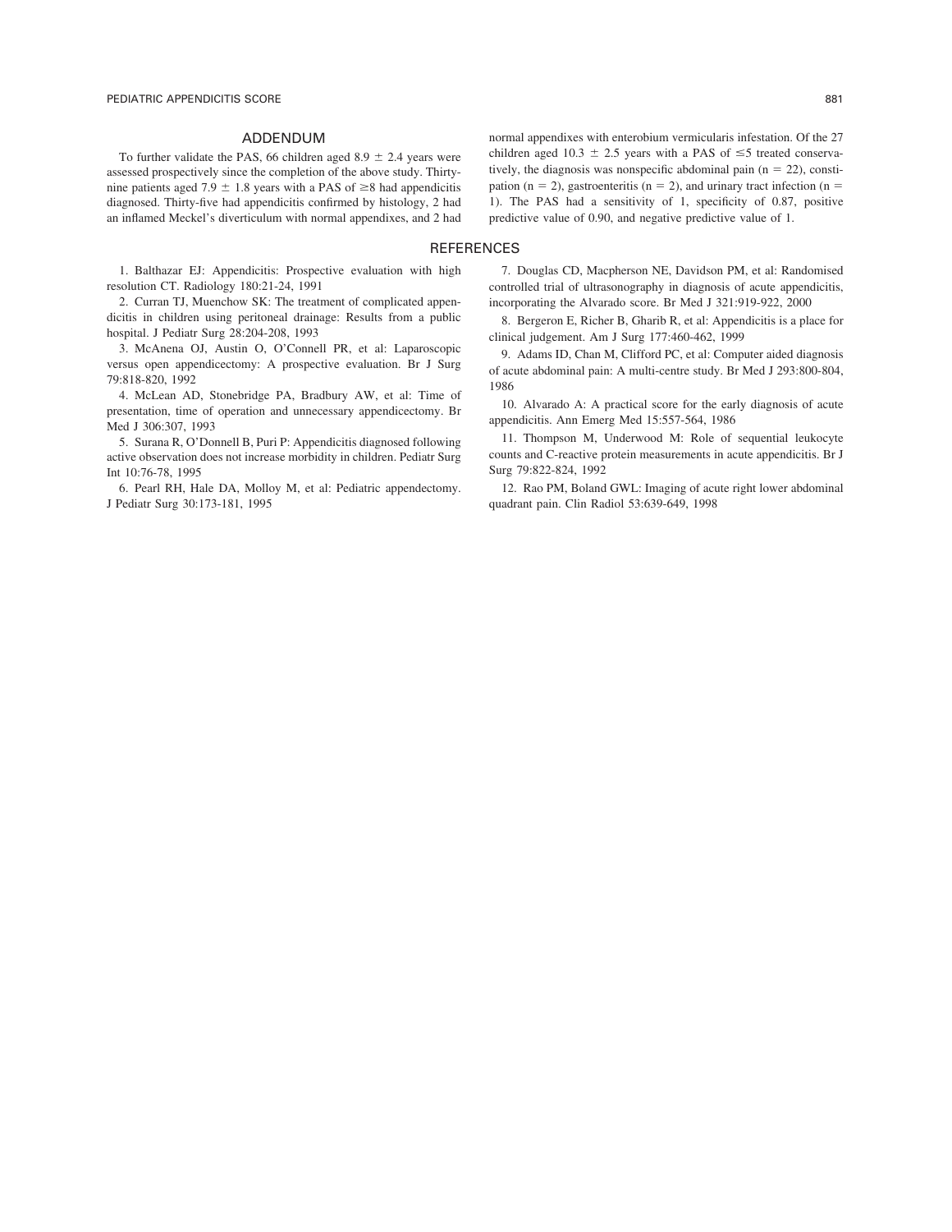## ADDENDUM

To further validate the PAS, 66 children aged 8.9 ± 2.4 years were assessed prospectively since the completion of the above study. Thirty-nine patients aged 7.9 ± 1.8 years with a PAS of ≥8 had appendicitis diagnosed. Thirty-five had appendicitis confirmed by histology, 2 had an inflamed Meckel's diverticulum with normal appendixes, and 2 had normal appendixes with enterobium vermicularis infestation. Of the 27 children aged 10.3 ± 2.5 years with a PAS of ≤5 treated conservatively, the diagnosis was nonspecific abdominal pain (n = 22), constipation (n = 2), gastroenteritis (n = 2), and urinary tract infection (n = 1). The PAS had a sensitivity of 1, specificity of 0.87, positive predictive value of 0.90, and negative predictive value of 1.

## REFERENCES

1. Balthazar EJ: Appendicitis: Prospective evaluation with high resolution CT. Radiology 180:21-24, 1991

2. Curran TJ, Muenchow SK: The treatment of complicated appendicitis in children using peritoneal drainage: Results from a public hospital. J Pediatr Surg 28:204-208, 1993

3. McAnena OJ, Austin O, O'Connell PR, et al: Laparoscopic versus open appendicectomy: A prospective evaluation. Br J Surg 79:818-820, 1992

4. McLean AD, Stonebridge PA, Bradbury AW, et al: Time of presentation, time of operation and unnecessary appendicectomy. Br Med J 306:307, 1993

5. Surana R, O'Donnell B, Puri P: Appendicitis diagnosed following active observation does not increase morbidity in children. Pediatr Surg Int 10:76-78, 1995

6. Pearl RH, Hale DA, Molloy M, et al: Pediatric appendectomy. J Pediatr Surg 30:173-181, 1995

7. Douglas CD, Macpherson NE, Davidson PM, et al: Randomised controlled trial of ultrasonography in diagnosis of acute appendicitis, incorporating the Alvarado score. Br Med J 321:919-922, 2000

8. Bergeron E, Richer B, Gharib R, et al: Appendicitis is a place for clinical judgement. Am J Surg 177:460-462, 1999

9. Adams ID, Chan M, Clifford PC, et al: Computer aided diagnosis of acute abdominal pain: A multi-centre study. Br Med J 293:800-804, 1986

10. Alvarado A: A practical score for the early diagnosis of acute appendicitis. Ann Emerg Med 15:557-564, 1986

11. Thompson M, Underwood M: Role of sequential leukocyte counts and C-reactive protein measurements in acute appendicitis. Br J Surg 79:822-824, 1992

12. Rao PM, Boland GWL: Imaging of acute right lower abdominal quadrant pain. Clin Radiol 53:639-649, 1998